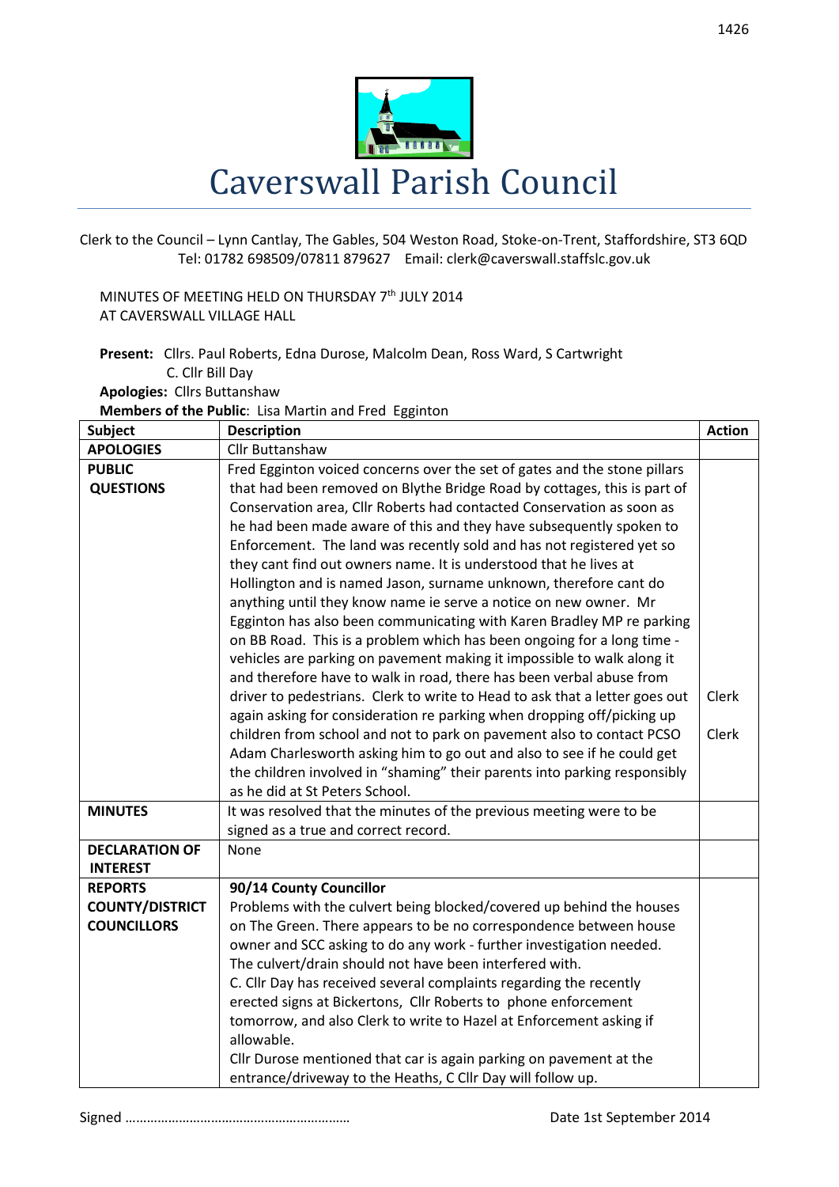# Caverswall Parish Council

Clerk to the Council – Lynn Cantlay, The Gables, 504 Weston Road, Stoke-on-Trent, Staffordshire, ST3 6QD
Tel: 01782 698509/07811 879627 Email: clerk@caverswall.staffslc.gov.uk

MINUTES OF MEETING HELD ON THURSDAY 7th JULY 2014
AT CAVERSWALL VILLAGE HALL

**Present:** Cllrs. Paul Roberts, Edna Durose, Malcolm Dean, Ross Ward, S Cartwright
C. Cllr Bill Day

**Apologies:** Cllrs Buttanshaw

**Members of the Public**: Lisa Martin and Fred Egginton

| Subject | Description | Action |
|---|---|---|
| **APOLOGIES** | Cllr Buttanshaw | |
| **PUBLIC QUESTIONS** | Fred Egginton voiced concerns over the set of gates and the stone pillars that had been removed on Blythe Bridge Road by cottages, this is part of Conservation area, Cllr Roberts had contacted Conservation as soon as he had been made aware of this and they have subsequently spoken to Enforcement. The land was recently sold and has not registered yet so they cant find out owners name. It is understood that he lives at Hollington and is named Jason, surname unknown, therefore cant do anything until they know name ie serve a notice on new owner. Mr Egginton has also been communicating with Karen Bradley MP re parking on BB Road. This is a problem which has been ongoing for a long time - vehicles are parking on pavement making it impossible to walk along it and therefore have to walk in road, there has been verbal abuse from driver to pedestrians. Clerk to write to Head to ask that a letter goes out again asking for consideration re parking when dropping off/picking up children from school and not to park on pavement also to contact PCSO Adam Charlesworth asking him to go out and also to see if he could get the children involved in "shaming" their parents into parking responsibly as he did at St Peters School. | Clerk<br><br>Clerk |
| **MINUTES** | It was resolved that the minutes of the previous meeting were to be signed as a true and correct record. | |
| **DECLARATION OF INTEREST** | None | |
| **REPORTS COUNTY/DISTRICT COUNCILLORS** | **90/14 County Councillor**<br>Problems with the culvert being blocked/covered up behind the houses on The Green. There appears to be no correspondence between house owner and SCC asking to do any work - further investigation needed. The culvert/drain should not have been interfered with.<br>C. Cllr Day has received several complaints regarding the recently erected signs at Bickertons, Cllr Roberts to phone enforcement tomorrow, and also Clerk to write to Hazel at Enforcement asking if allowable.<br>Cllr Durose mentioned that car is again parking on pavement at the entrance/driveway to the Heaths, C Cllr Day will follow up. | |

Signed ……………………………………………………… Date 1st September 2014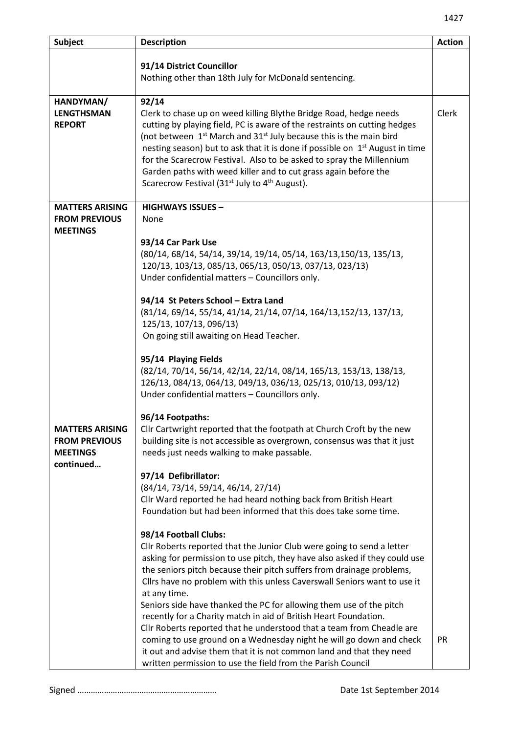| Subject | Description | Action |
|---|---|---|
| | **91/14 District Councillor**<br>Nothing other than 18th July for McDonald sentencing. | |
| **HANDYMAN/ LENGTHSMAN REPORT** | **92/14**<br>Clerk to chase up on weed killing Blythe Bridge Road, hedge needs cutting by playing field, PC is aware of the restraints on cutting hedges (not between 1st March and 31st July because this is the main bird nesting season) but to ask that it is done if possible on 1st August in time for the Scarecrow Festival. Also to be asked to spray the Millennium Garden paths with weed killer and to cut grass again before the Scarecrow Festival (31st July to 4th August). | Clerk |
| **MATTERS ARISING FROM PREVIOUS MEETINGS** | **HIGHWAYS ISSUES –**<br>None<br><br>**93/14 Car Park Use**<br>(80/14, 68/14, 54/14, 39/14, 19/14, 05/14, 163/13,150/13, 135/13, 120/13, 103/13, 085/13, 065/13, 050/13, 037/13, 023/13)<br>Under confidential matters – Councillors only.<br><br>**94/14 St Peters School – Extra Land**<br>(81/14, 69/14, 55/14, 41/14, 21/14, 07/14, 164/13,152/13, 137/13, 125/13, 107/13, 096/13)<br>On going still awaiting on Head Teacher.<br><br>**95/14 Playing Fields**<br>(82/14, 70/14, 56/14, 42/14, 22/14, 08/14, 165/13, 153/13, 138/13, 126/13, 084/13, 064/13, 049/13, 036/13, 025/13, 010/13, 093/12)<br>Under confidential matters – Councillors only. | |
| **MATTERS ARISING FROM PREVIOUS MEETINGS continued…** | **96/14 Footpaths:**<br>Cllr Cartwright reported that the footpath at Church Croft by the new building site is not accessible as overgrown, consensus was that it just needs just needs walking to make passable.<br><br>**97/14 Defibrillator:**<br>(84/14, 73/14, 59/14, 46/14, 27/14)<br>Cllr Ward reported he had heard nothing back from British Heart Foundation but had been informed that this does take some time.<br><br>**98/14 Football Clubs:**<br>Cllr Roberts reported that the Junior Club were going to send a letter asking for permission to use pitch, they have also asked if they could use the seniors pitch because their pitch suffers from drainage problems, Cllrs have no problem with this unless Caverswall Seniors want to use it at any time.<br>Seniors side have thanked the PC for allowing them use of the pitch recently for a Charity match in aid of British Heart Foundation.<br>Cllr Roberts reported that he understood that a team from Cheadle are coming to use ground on a Wednesday night he will go down and check it out and advise them that it is not common land and that they need written permission to use the field from the Parish Council | PR |

Signed …………………………………………………… Date 1st September 2014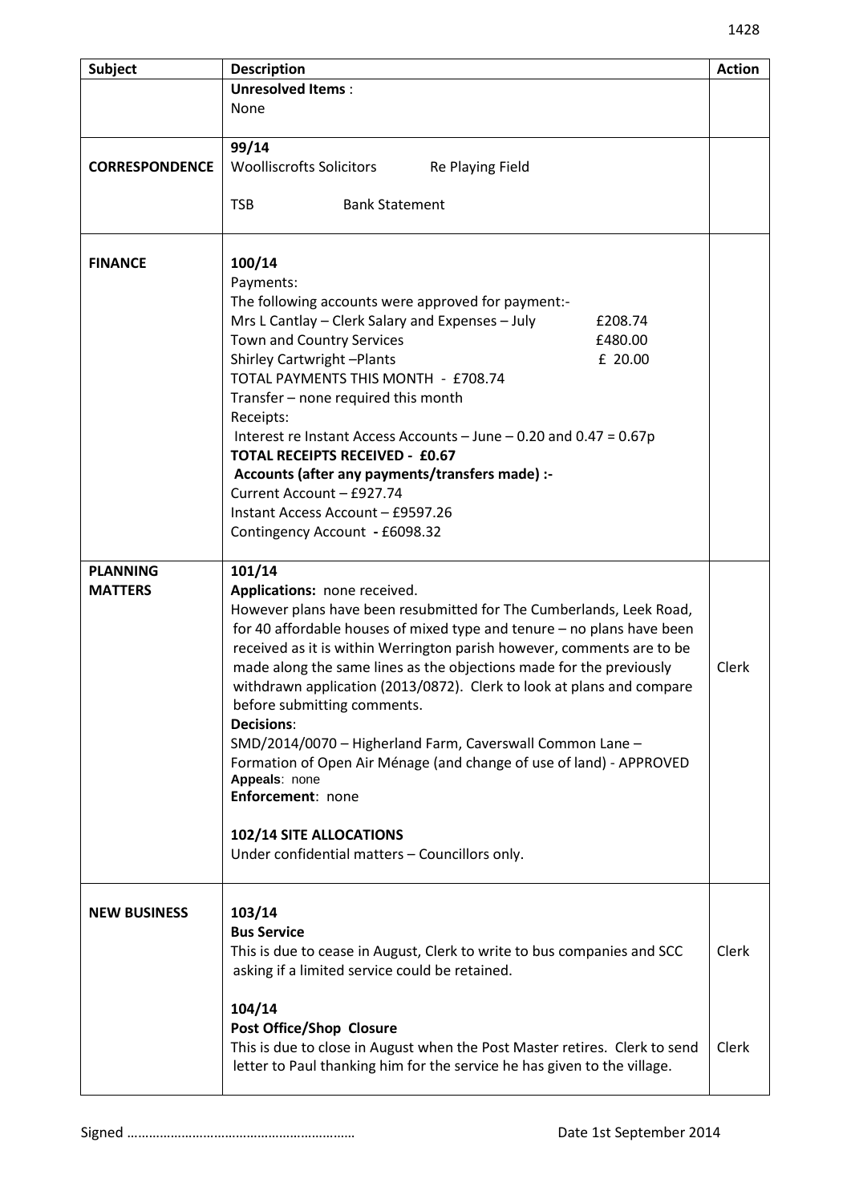| Subject | Description | Action |
|---|---|---|
| | **Unresolved Items** :<br>None | |
| **CORRESPONDENCE** | **99/14**<br>Woolliscrofts Solicitors  Re Playing Field<br><br>TSB  Bank Statement | |
| **FINANCE** | **100/14**<br>Payments:<br>The following accounts were approved for payment:-<br>Mrs L Cantlay – Clerk Salary and Expenses – July  £208.74<br>Town and Country Services  £480.00<br>Shirley Cartwright –Plants  £ 20.00<br>TOTAL PAYMENTS THIS MONTH - £708.74<br>Transfer – none required this month<br>Receipts:<br>Interest re Instant Access Accounts – June – 0.20 and 0.47 = 0.67p<br>**TOTAL RECEIPTS RECEIVED - £0.67**<br>**Accounts (after any payments/transfers made) :-**<br>Current Account – £927.74<br>Instant Access Account – £9597.26<br>Contingency Account **-** £6098.32 | |
| **PLANNING MATTERS** | **101/14**<br>**Applications:** none received.<br>However plans have been resubmitted for The Cumberlands, Leek Road, for 40 affordable houses of mixed type and tenure – no plans have been received as it is within Werrington parish however, comments are to be made along the same lines as the objections made for the previously withdrawn application (2013/0872). Clerk to look at plans and compare before submitting comments.<br>**Decisions**:<br>SMD/2014/0070 – Higherland Farm, Caverswall Common Lane – Formation of Open Air Ménage (and change of use of land) - APPROVED<br>**Appeals**: none<br>**Enforcement**: none<br><br>**102/14 SITE ALLOCATIONS**<br>Under confidential matters – Councillors only. | Clerk |
| **NEW BUSINESS** | **103/14**<br>**Bus Service**<br>This is due to cease in August, Clerk to write to bus companies and SCC asking if a limited service could be retained.<br><br>**104/14**<br>**Post Office/Shop Closure**<br>This is due to close in August when the Post Master retires. Clerk to send letter to Paul thanking him for the service he has given to the village. | Clerk<br><br><br><br>Clerk |

Signed ……………………………………………………  Date 1st September 2014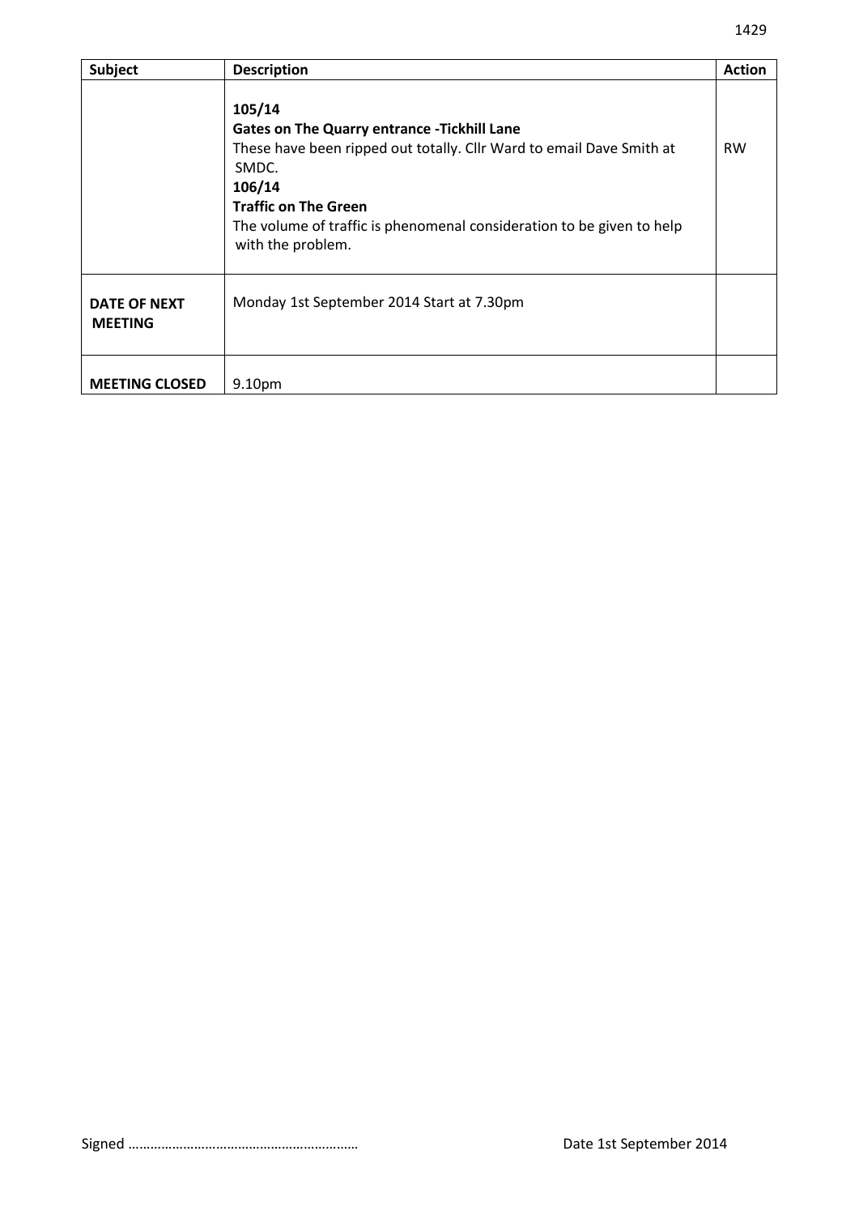| Subject | Description | Action |
|---|---|---|
| | **105/14**<br>**Gates on The Quarry entrance -Tickhill Lane**<br>These have been ripped out totally. Cllr Ward to email Dave Smith at SMDC.<br>**106/14**<br>**Traffic on The Green**<br>The volume of traffic is phenomenal consideration to be given to help with the problem. | RW |
| **DATE OF NEXT MEETING** | Monday 1st September 2014 Start at 7.30pm | |
| **MEETING CLOSED** | 9.10pm | |

Signed …………………………………………………… Date 1st September 2014